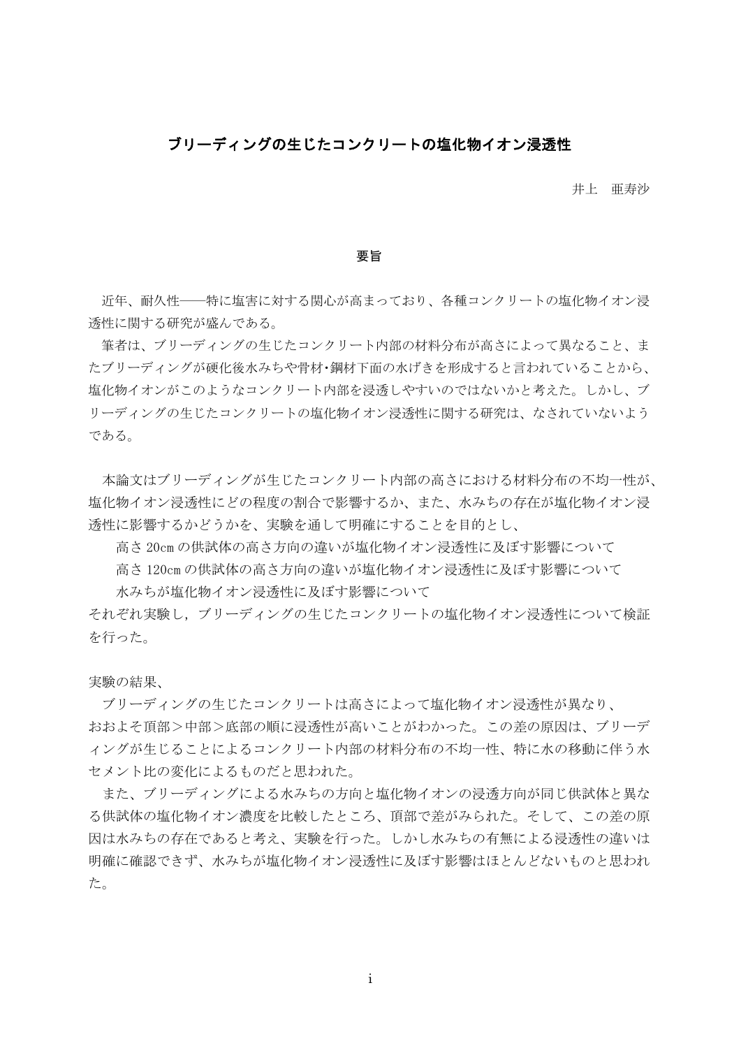# ブリーディングの生じたコンクリートの塩化物イオン浸透性

井上　亜寿沙

## 要旨

近年、耐久性――特に塩害に対する関心が高まっており、各種コンクリートの塩化物イオン浸透性に関する研究が盛んである。

筆者は、ブリーディングの生じたコンクリート内部の材料分布が高さによって異なること、またブリーディングが硬化後水みちや骨材･鋼材下面の水げきを形成すると言われていることから、塩化物イオンがこのようなコンクリート内部を浸透しやすいのではないかと考えた。しかし、ブリーディングの生じたコンクリートの塩化物イオン浸透性に関する研究は、なされていないようである。

本論文はブリーディングが生じたコンクリート内部の高さにおける材料分布の不均一性が、塩化物イオン浸透性にどの程度の割合で影響するか、また、水みちの存在が塩化物イオン浸透性に影響するかどうかを、実験を通して明確にすることを目的とし、

高さ 20cm の供試体の高さ方向の違いが塩化物イオン浸透性に及ぼす影響について

高さ 120cm の供試体の高さ方向の違いが塩化物イオン浸透性に及ぼす影響について

水みちが塩化物イオン浸透性に及ぼす影響について

それぞれ実験し，ブリーディングの生じたコンクリートの塩化物イオン浸透性について検証を行った。

実験の結果、

ブリーディングの生じたコンクリートは高さによって塩化物イオン浸透性が異なり、おおよそ頂部＞中部＞底部の順に浸透性が高いことがわかった。この差の原因は、ブリーディングが生じることによるコンクリート内部の材料分布の不均一性、特に水の移動に伴う水セメント比の変化によるものだと思われた。

また、ブリーディングによる水みちの方向と塩化物イオンの浸透方向が同じ供試体と異なる供試体の塩化物イオン濃度を比較したところ、頂部で差がみられた。そして、この差の原因は水みちの存在であると考え、実験を行った。しかし水みちの有無による浸透性の違いは明確に確認できず、水みちが塩化物イオン浸透性に及ぼす影響はほとんどないものと思われた。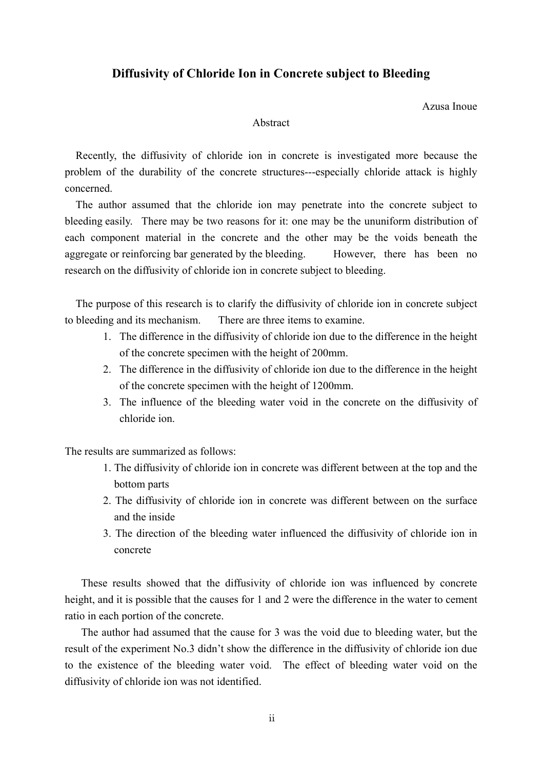# Diffusivity of Chloride Ion in Concrete subject to Bleeding

Azusa Inoue

Abstract

Recently, the diffusivity of chloride ion in concrete is investigated more because the problem of the durability of the concrete structures---especially chloride attack is highly concerned.

The author assumed that the chloride ion may penetrate into the concrete subject to bleeding easily. There may be two reasons for it: one may be the ununiform distribution of each component material in the concrete and the other may be the voids beneath the aggregate or reinforcing bar generated by the bleeding. However, there has been no research on the diffusivity of chloride ion in concrete subject to bleeding.

The purpose of this research is to clarify the diffusivity of chloride ion in concrete subject to bleeding and its mechanism. There are three items to examine.

1. The difference in the diffusivity of chloride ion due to the difference in the height of the concrete specimen with the height of 200mm.
2. The difference in the diffusivity of chloride ion due to the difference in the height of the concrete specimen with the height of 1200mm.
3. The influence of the bleeding water void in the concrete on the diffusivity of chloride ion.

The results are summarized as follows:

1. The diffusivity of chloride ion in concrete was different between at the top and the bottom parts
2. The diffusivity of chloride ion in concrete was different between on the surface and the inside
3. The direction of the bleeding water influenced the diffusivity of chloride ion in concrete

These results showed that the diffusivity of chloride ion was influenced by concrete height, and it is possible that the causes for 1 and 2 were the difference in the water to cement ratio in each portion of the concrete.

The author had assumed that the cause for 3 was the void due to bleeding water, but the result of the experiment No.3 didn't show the difference in the diffusivity of chloride ion due to the existence of the bleeding water void. The effect of bleeding water void on the diffusivity of chloride ion was not identified.